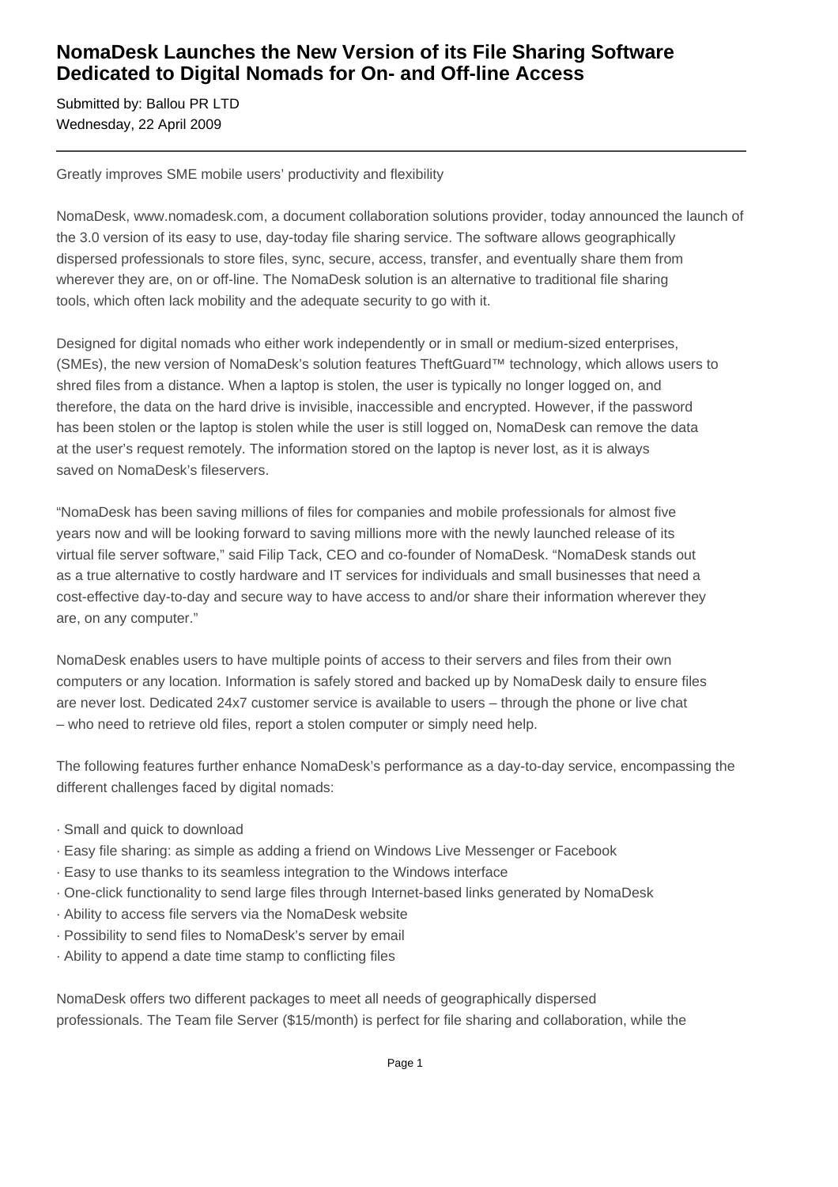# NomaDesk Launches the New Version of its File Sharing Software Dedicated to Digital Nomads for On- and Off-line Access

Submitted by: Ballou PR LTD
Wednesday, 22 April 2009

---

Greatly improves SME mobile users' productivity and flexibility

NomaDesk, www.nomadesk.com, a document collaboration solutions provider, today announced the launch of the 3.0 version of its easy to use, day-today file sharing service. The software allows geographically dispersed professionals to store files, sync, secure, access, transfer, and eventually share them from wherever they are, on or off-line. The NomaDesk solution is an alternative to traditional file sharing tools, which often lack mobility and the adequate security to go with it.

Designed for digital nomads who either work independently or in small or medium-sized enterprises, (SMEs), the new version of NomaDesk's solution features TheftGuard™ technology, which allows users to shred files from a distance. When a laptop is stolen, the user is typically no longer logged on, and therefore, the data on the hard drive is invisible, inaccessible and encrypted. However, if the password has been stolen or the laptop is stolen while the user is still logged on, NomaDesk can remove the data at the user's request remotely. The information stored on the laptop is never lost, as it is always saved on NomaDesk's fileservers.

"NomaDesk has been saving millions of files for companies and mobile professionals for almost five years now and will be looking forward to saving millions more with the newly launched release of its virtual file server software," said Filip Tack, CEO and co-founder of NomaDesk. "NomaDesk stands out as a true alternative to costly hardware and IT services for individuals and small businesses that need a cost-effective day-to-day and secure way to have access to and/or share their information wherever they are, on any computer."

NomaDesk enables users to have multiple points of access to their servers and files from their own computers or any location. Information is safely stored and backed up by NomaDesk daily to ensure files are never lost. Dedicated 24x7 customer service is available to users – through the phone or live chat – who need to retrieve old files, report a stolen computer or simply need help.

The following features further enhance NomaDesk's performance as a day-to-day service, encompassing the different challenges faced by digital nomads:

- Small and quick to download
- Easy file sharing: as simple as adding a friend on Windows Live Messenger or Facebook
- Easy to use thanks to its seamless integration to the Windows interface
- One-click functionality to send large files through Internet-based links generated by NomaDesk
- Ability to access file servers via the NomaDesk website
- Possibility to send files to NomaDesk's server by email
- Ability to append a date time stamp to conflicting files

NomaDesk offers two different packages to meet all needs of geographically dispersed professionals. The Team file Server ($15/month) is perfect for file sharing and collaboration, while the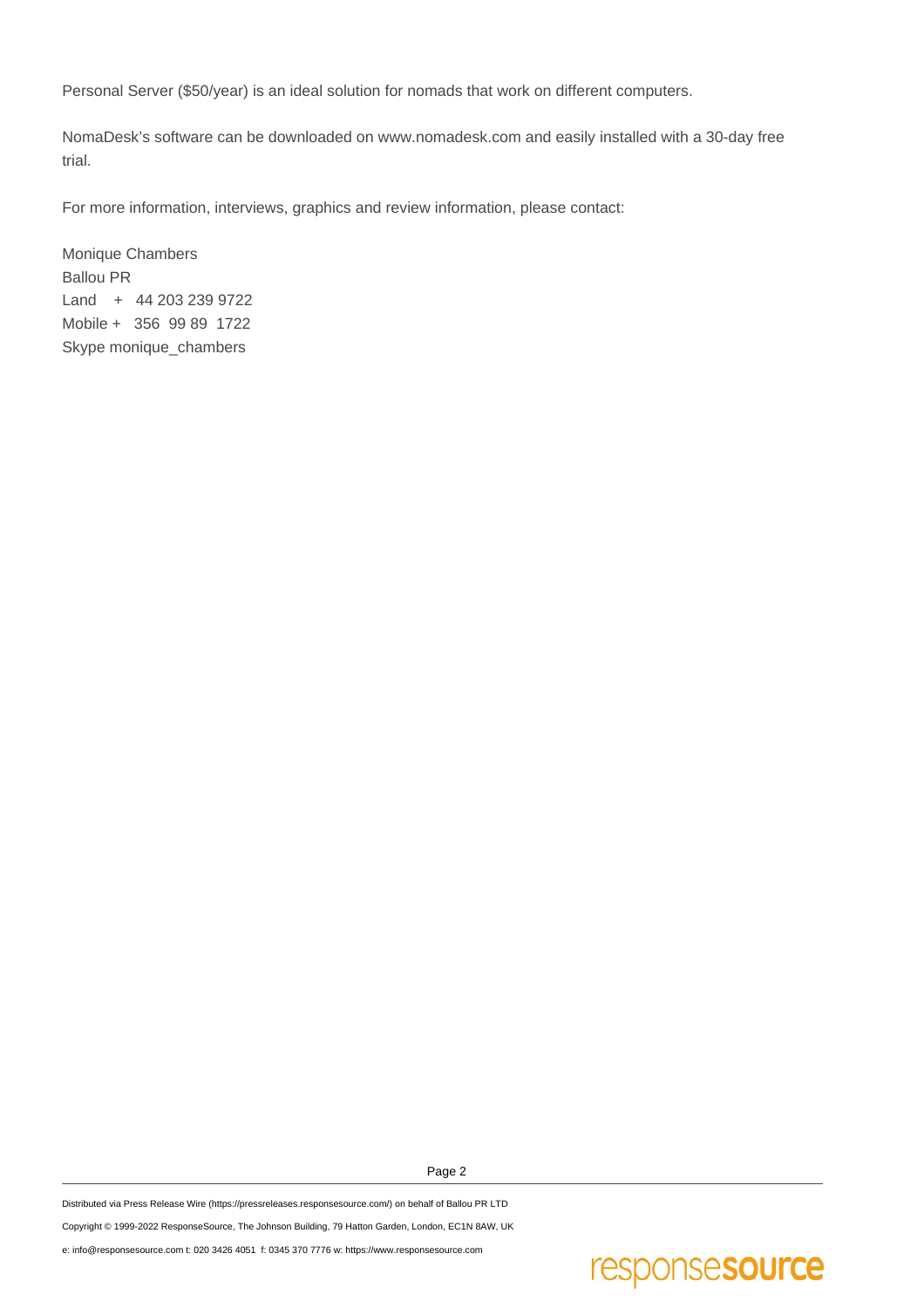Personal Server ($50/year) is an ideal solution for nomads that work on different computers.

NomaDesk's software can be downloaded on www.nomadesk.com and easily installed with a 30-day free trial.

For more information, interviews, graphics and review information, please contact:

Monique Chambers
Ballou PR
Land + 44 203 239 9722
Mobile + 356 99 89 1722
Skype monique_chambers

Distributed via Press Release Wire (https://pressreleases.responsesource.com/) on behalf of Ballou PR LTD

Copyright © 1999-2022 ResponseSource, The Johnson Building, 79 Hatton Garden, London, EC1N 8AW, UK

e: info@responsesource.com t: 020 3426 4051 f: 0345 370 7776 w: https://www.responsesource.com

responsesource